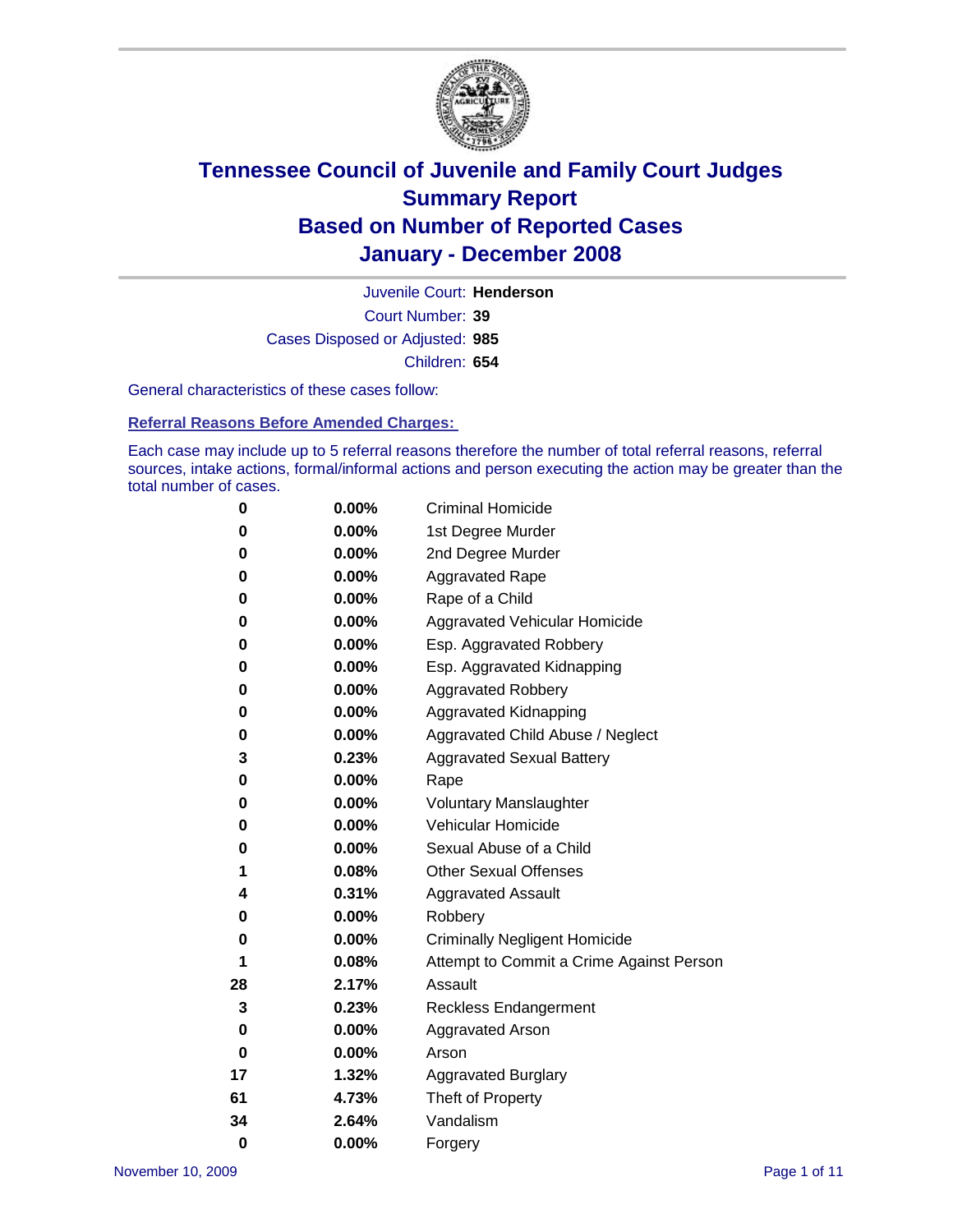# Tennessee Council of Juvenile and Family Court Judges
# Summary Report
# Based on Number of Reported Cases
# January - December 2008

Juvenile Court: **Henderson**

Court Number: **39**

Cases Disposed or Adjusted: **985**

Children: **654**

General characteristics of these cases follow:

## Referral Reasons Before Amended Charges:

Each case may include up to 5 referral reasons therefore the number of total referral reasons, referral sources, intake actions, formal/informal actions and person executing the action may be greater than the total number of cases.

| | | |
|---|---|---|
| 0 | 0.00% | Criminal Homicide |
| 0 | 0.00% | 1st Degree Murder |
| 0 | 0.00% | 2nd Degree Murder |
| 0 | 0.00% | Aggravated Rape |
| 0 | 0.00% | Rape of a Child |
| 0 | 0.00% | Aggravated Vehicular Homicide |
| 0 | 0.00% | Esp. Aggravated Robbery |
| 0 | 0.00% | Esp. Aggravated Kidnapping |
| 0 | 0.00% | Aggravated Robbery |
| 0 | 0.00% | Aggravated Kidnapping |
| 0 | 0.00% | Aggravated Child Abuse / Neglect |
| 3 | 0.23% | Aggravated Sexual Battery |
| 0 | 0.00% | Rape |
| 0 | 0.00% | Voluntary Manslaughter |
| 0 | 0.00% | Vehicular Homicide |
| 0 | 0.00% | Sexual Abuse of a Child |
| 1 | 0.08% | Other Sexual Offenses |
| 4 | 0.31% | Aggravated Assault |
| 0 | 0.00% | Robbery |
| 0 | 0.00% | Criminally Negligent Homicide |
| 1 | 0.08% | Attempt to Commit a Crime Against Person |
| 28 | 2.17% | Assault |
| 3 | 0.23% | Reckless Endangerment |
| 0 | 0.00% | Aggravated Arson |
| 0 | 0.00% | Arson |
| 17 | 1.32% | Aggravated Burglary |
| 61 | 4.73% | Theft of Property |
| 34 | 2.64% | Vandalism |
| 0 | 0.00% | Forgery |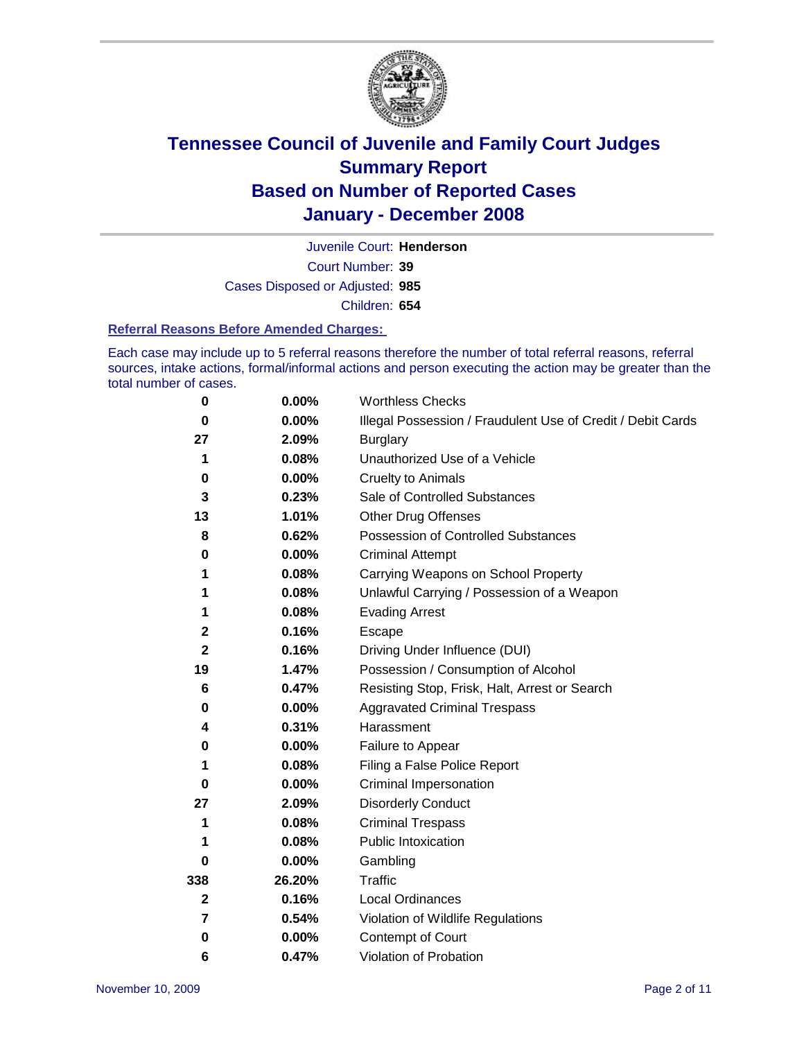# Tennessee Council of Juvenile and Family Court Judges
# Summary Report
# Based on Number of Reported Cases
# January - December 2008

Juvenile Court: **Henderson**

Court Number: **39**

Cases Disposed or Adjusted: **985**

Children: **654**

### Referral Reasons Before Amended Charges:

Each case may include up to 5 referral reasons therefore the number of total referral reasons, referral sources, intake actions, formal/informal actions and person executing the action may be greater than the total number of cases.

| | | |
|---|---|---|
| 0 | 0.00% | Worthless Checks |
| 0 | 0.00% | Illegal Possession / Fraudulent Use of Credit / Debit Cards |
| 27 | 2.09% | Burglary |
| 1 | 0.08% | Unauthorized Use of a Vehicle |
| 0 | 0.00% | Cruelty to Animals |
| 3 | 0.23% | Sale of Controlled Substances |
| 13 | 1.01% | Other Drug Offenses |
| 8 | 0.62% | Possession of Controlled Substances |
| 0 | 0.00% | Criminal Attempt |
| 1 | 0.08% | Carrying Weapons on School Property |
| 1 | 0.08% | Unlawful Carrying / Possession of a Weapon |
| 1 | 0.08% | Evading Arrest |
| 2 | 0.16% | Escape |
| 2 | 0.16% | Driving Under Influence (DUI) |
| 19 | 1.47% | Possession / Consumption of Alcohol |
| 6 | 0.47% | Resisting Stop, Frisk, Halt, Arrest or Search |
| 0 | 0.00% | Aggravated Criminal Trespass |
| 4 | 0.31% | Harassment |
| 0 | 0.00% | Failure to Appear |
| 1 | 0.08% | Filing a False Police Report |
| 0 | 0.00% | Criminal Impersonation |
| 27 | 2.09% | Disorderly Conduct |
| 1 | 0.08% | Criminal Trespass |
| 1 | 0.08% | Public Intoxication |
| 0 | 0.00% | Gambling |
| 338 | 26.20% | Traffic |
| 2 | 0.16% | Local Ordinances |
| 7 | 0.54% | Violation of Wildlife Regulations |
| 0 | 0.00% | Contempt of Court |
| 6 | 0.47% | Violation of Probation |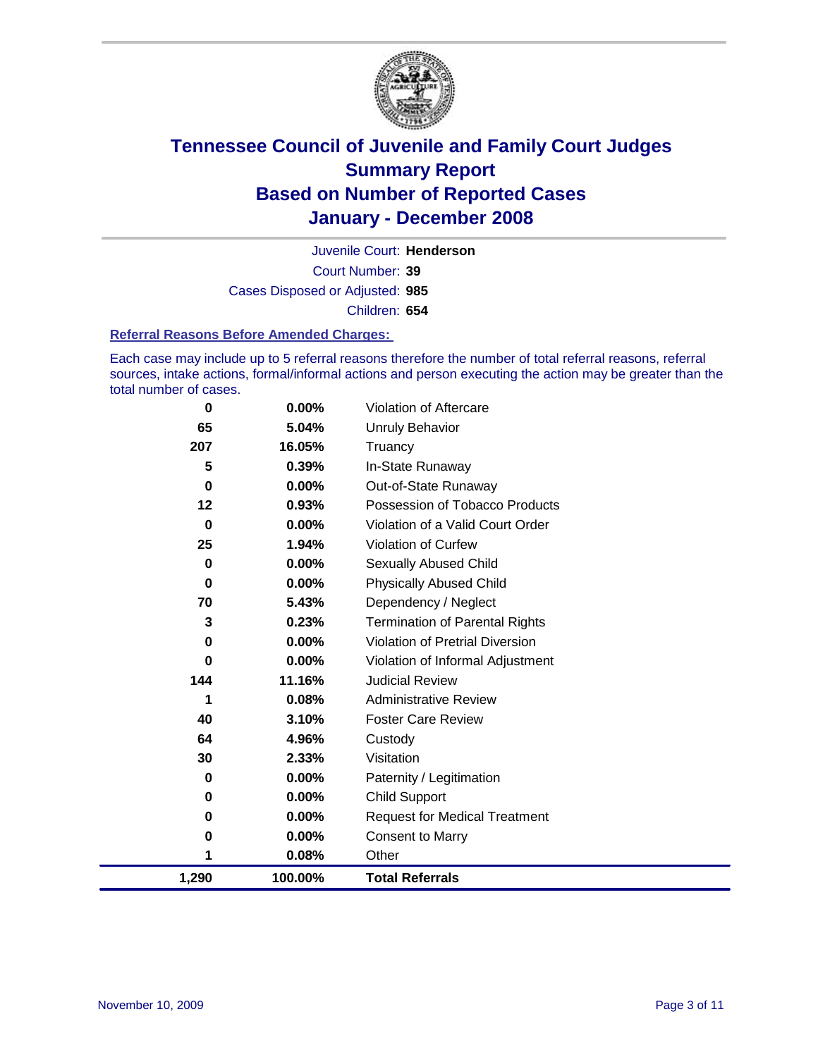# Tennessee Council of Juvenile and Family Court Judges
# Summary Report
# Based on Number of Reported Cases
# January - December 2008

Juvenile Court: **Henderson**
Court Number: **39**
Cases Disposed or Adjusted: **985**
Children: **654**

### Referral Reasons Before Amended Charges:

Each case may include up to 5 referral reasons therefore the number of total referral reasons, referral sources, intake actions, formal/informal actions and person executing the action may be greater than the total number of cases.

| Count | Percent | Referral Reason |
|---|---|---|
| 0 | 0.00% | Violation of Aftercare |
| 65 | 5.04% | Unruly Behavior |
| 207 | 16.05% | Truancy |
| 5 | 0.39% | In-State Runaway |
| 0 | 0.00% | Out-of-State Runaway |
| 12 | 0.93% | Possession of Tobacco Products |
| 0 | 0.00% | Violation of a Valid Court Order |
| 25 | 1.94% | Violation of Curfew |
| 0 | 0.00% | Sexually Abused Child |
| 0 | 0.00% | Physically Abused Child |
| 70 | 5.43% | Dependency / Neglect |
| 3 | 0.23% | Termination of Parental Rights |
| 0 | 0.00% | Violation of Pretrial Diversion |
| 0 | 0.00% | Violation of Informal Adjustment |
| 144 | 11.16% | Judicial Review |
| 1 | 0.08% | Administrative Review |
| 40 | 3.10% | Foster Care Review |
| 64 | 4.96% | Custody |
| 30 | 2.33% | Visitation |
| 0 | 0.00% | Paternity / Legitimation |
| 0 | 0.00% | Child Support |
| 0 | 0.00% | Request for Medical Treatment |
| 0 | 0.00% | Consent to Marry |
| 1 | 0.08% | Other |
| **1,290** | **100.00%** | **Total Referrals** |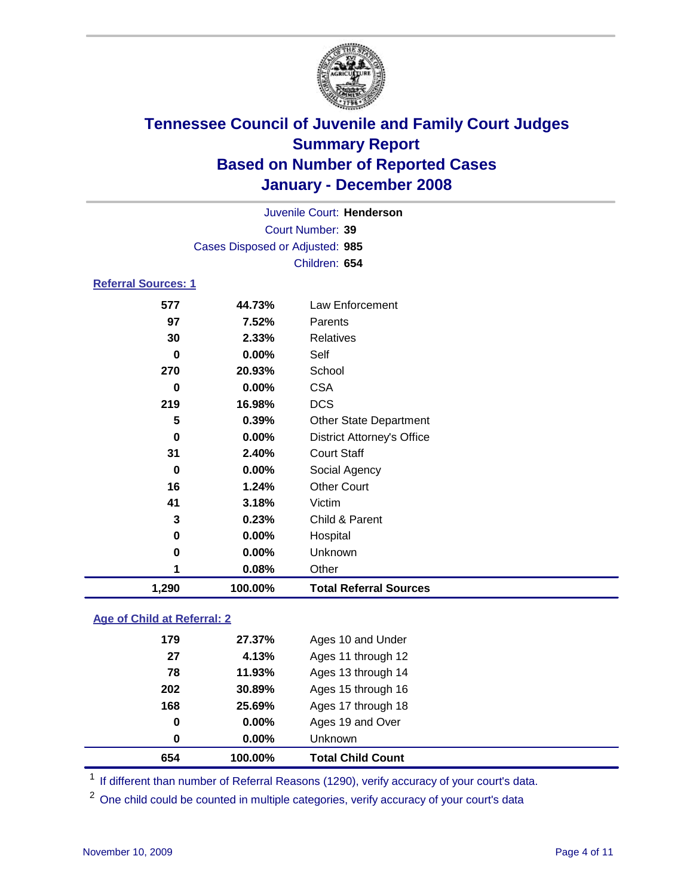# Tennessee Council of Juvenile and Family Court Judges
## Summary Report
## Based on Number of Reported Cases
## January - December 2008

Juvenile Court: **Henderson**
Court Number: **39**
Cases Disposed or Adjusted: **985**
Children: **654**

### Referral Sources: 1

| Count | Percent | Source |
|---|---|---|
| 577 | 44.73% | Law Enforcement |
| 97 | 7.52% | Parents |
| 30 | 2.33% | Relatives |
| 0 | 0.00% | Self |
| 270 | 20.93% | School |
| 0 | 0.00% | CSA |
| 219 | 16.98% | DCS |
| 5 | 0.39% | Other State Department |
| 0 | 0.00% | District Attorney's Office |
| 31 | 2.40% | Court Staff |
| 0 | 0.00% | Social Agency |
| 16 | 1.24% | Other Court |
| 41 | 3.18% | Victim |
| 3 | 0.23% | Child & Parent |
| 0 | 0.00% | Hospital |
| 0 | 0.00% | Unknown |
| 1 | 0.08% | Other |
| **1,290** | **100.00%** | **Total Referral Sources** |

### Age of Child at Referral: 2

| Count | Percent | Age |
|---|---|---|
| 179 | 27.37% | Ages 10 and Under |
| 27 | 4.13% | Ages 11 through 12 |
| 78 | 11.93% | Ages 13 through 14 |
| 202 | 30.89% | Ages 15 through 16 |
| 168 | 25.69% | Ages 17 through 18 |
| 0 | 0.00% | Ages 19 and Over |
| 0 | 0.00% | Unknown |
| **654** | **100.00%** | **Total Child Count** |

[1] If different than number of Referral Reasons (1290), verify accuracy of your court's data.

[2] One child could be counted in multiple categories, verify accuracy of your court's data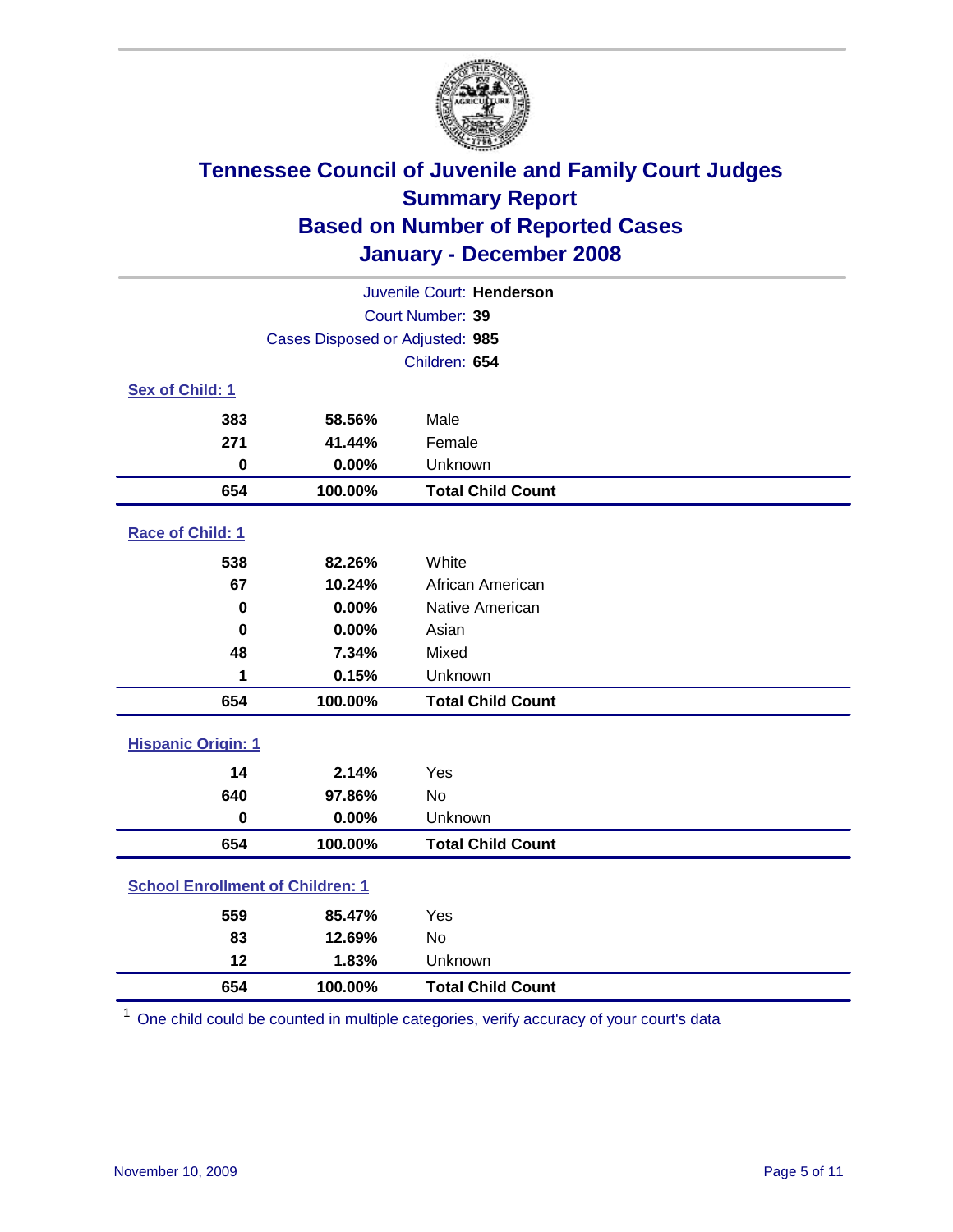# Tennessee Council of Juvenile and Family Court Judges
## Summary Report
## Based on Number of Reported Cases
## January - December 2008

Juvenile Court: **Henderson**
Court Number: **39**
Cases Disposed or Adjusted: **985**
Children: **654**

### Sex of Child: 1

| | | |
|---|---|---|
| 383 | 58.56% | Male |
| 271 | 41.44% | Female |
| 0 | 0.00% | Unknown |
| **654** | **100.00%** | **Total Child Count** |

### Race of Child: 1

| | | |
|---|---|---|
| 538 | 82.26% | White |
| 67 | 10.24% | African American |
| 0 | 0.00% | Native American |
| 0 | 0.00% | Asian |
| 48 | 7.34% | Mixed |
| 1 | 0.15% | Unknown |
| **654** | **100.00%** | **Total Child Count** |

### Hispanic Origin: 1

| | | |
|---|---|---|
| 14 | 2.14% | Yes |
| 640 | 97.86% | No |
| 0 | 0.00% | Unknown |
| **654** | **100.00%** | **Total Child Count** |

### School Enrollment of Children: 1

| | | |
|---|---|---|
| 559 | 85.47% | Yes |
| 83 | 12.69% | No |
| 12 | 1.83% | Unknown |
| **654** | **100.00%** | **Total Child Count** |

[1] One child could be counted in multiple categories, verify accuracy of your court's data

November 10, 2009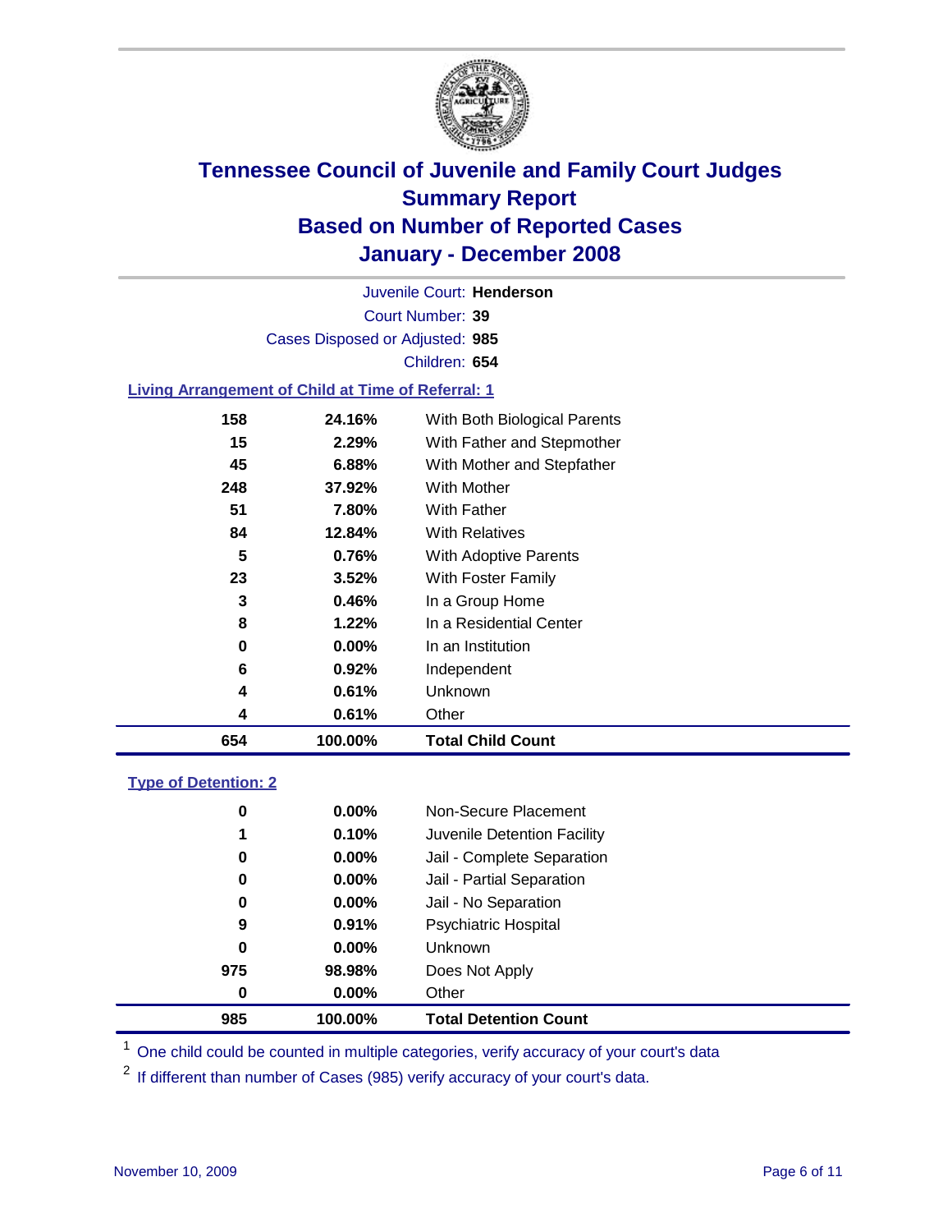# Tennessee Council of Juvenile and Family Court Judges
# Summary Report
# Based on Number of Reported Cases
# January - December 2008

Juvenile Court: **Henderson**

Court Number: **39**

Cases Disposed or Adjusted: **985**

Children: **654**

### Living Arrangement of Child at Time of Referral: 1

| | | |
|---|---|---|
| 158 | 24.16% | With Both Biological Parents |
| 15 | 2.29% | With Father and Stepmother |
| 45 | 6.88% | With Mother and Stepfather |
| 248 | 37.92% | With Mother |
| 51 | 7.80% | With Father |
| 84 | 12.84% | With Relatives |
| 5 | 0.76% | With Adoptive Parents |
| 23 | 3.52% | With Foster Family |
| 3 | 0.46% | In a Group Home |
| 8 | 1.22% | In a Residential Center |
| 0 | 0.00% | In an Institution |
| 6 | 0.92% | Independent |
| 4 | 0.61% | Unknown |
| 4 | 0.61% | Other |
| **654** | **100.00%** | **Total Child Count** |

### Type of Detention: 2

| | | |
|---|---|---|
| 0 | 0.00% | Non-Secure Placement |
| 1 | 0.10% | Juvenile Detention Facility |
| 0 | 0.00% | Jail - Complete Separation |
| 0 | 0.00% | Jail - Partial Separation |
| 0 | 0.00% | Jail - No Separation |
| 9 | 0.91% | Psychiatric Hospital |
| 0 | 0.00% | Unknown |
| 975 | 98.98% | Does Not Apply |
| 0 | 0.00% | Other |
| **985** | **100.00%** | **Total Detention Count** |

[1] One child could be counted in multiple categories, verify accuracy of your court's data

[2] If different than number of Cases (985) verify accuracy of your court's data.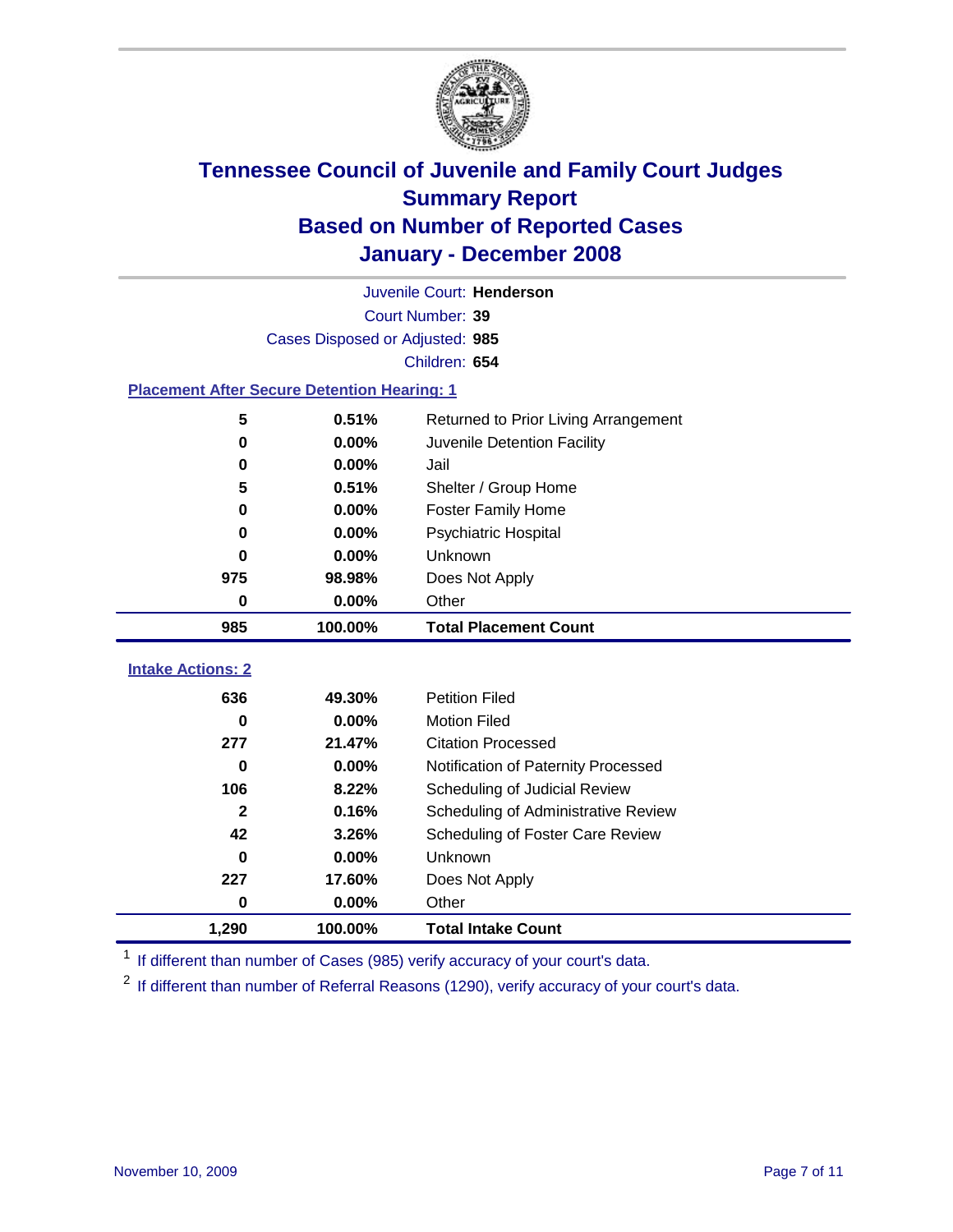# Tennessee Council of Juvenile and Family Court Judges
## Summary Report
## Based on Number of Reported Cases
## January - December 2008

Juvenile Court: **Henderson**

Court Number: **39**

Cases Disposed or Adjusted: **985**

Children: **654**

### Placement After Secure Detention Hearing: 1

| | | |
|---|---|---|
| 5 | 0.51% | Returned to Prior Living Arrangement |
| 0 | 0.00% | Juvenile Detention Facility |
| 0 | 0.00% | Jail |
| 5 | 0.51% | Shelter / Group Home |
| 0 | 0.00% | Foster Family Home |
| 0 | 0.00% | Psychiatric Hospital |
| 0 | 0.00% | Unknown |
| 975 | 98.98% | Does Not Apply |
| 0 | 0.00% | Other |
| **985** | **100.00%** | **Total Placement Count** |

### Intake Actions: 2

| | | |
|---|---|---|
| 636 | 49.30% | Petition Filed |
| 0 | 0.00% | Motion Filed |
| 277 | 21.47% | Citation Processed |
| 0 | 0.00% | Notification of Paternity Processed |
| 106 | 8.22% | Scheduling of Judicial Review |
| 2 | 0.16% | Scheduling of Administrative Review |
| 42 | 3.26% | Scheduling of Foster Care Review |
| 0 | 0.00% | Unknown |
| 227 | 17.60% | Does Not Apply |
| 0 | 0.00% | Other |
| **1,290** | **100.00%** | **Total Intake Count** |

[1] If different than number of Cases (985) verify accuracy of your court's data.

[2] If different than number of Referral Reasons (1290), verify accuracy of your court's data.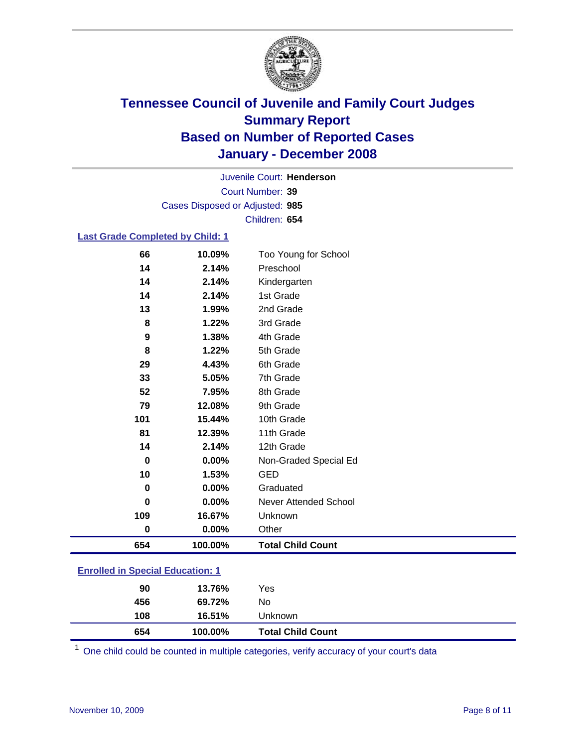# Tennessee Council of Juvenile and Family Court Judges
## Summary Report
## Based on Number of Reported Cases
## January - December 2008

Juvenile Court: **Henderson**
Court Number: **39**
Cases Disposed or Adjusted: **985**
Children: **654**

### Last Grade Completed by Child: 1

| Count | Percent | Category |
|---|---|---|
| 66 | 10.09% | Too Young for School |
| 14 | 2.14% | Preschool |
| 14 | 2.14% | Kindergarten |
| 14 | 2.14% | 1st Grade |
| 13 | 1.99% | 2nd Grade |
| 8 | 1.22% | 3rd Grade |
| 9 | 1.38% | 4th Grade |
| 8 | 1.22% | 5th Grade |
| 29 | 4.43% | 6th Grade |
| 33 | 5.05% | 7th Grade |
| 52 | 7.95% | 8th Grade |
| 79 | 12.08% | 9th Grade |
| 101 | 15.44% | 10th Grade |
| 81 | 12.39% | 11th Grade |
| 14 | 2.14% | 12th Grade |
| 0 | 0.00% | Non-Graded Special Ed |
| 10 | 1.53% | GED |
| 0 | 0.00% | Graduated |
| 0 | 0.00% | Never Attended School |
| 109 | 16.67% | Unknown |
| 0 | 0.00% | Other |
| **654** | **100.00%** | **Total Child Count** |

### Enrolled in Special Education: 1

| Count | Percent | Category |
|---|---|---|
| 90 | 13.76% | Yes |
| 456 | 69.72% | No |
| 108 | 16.51% | Unknown |
| **654** | **100.00%** | **Total Child Count** |

[1] One child could be counted in multiple categories, verify accuracy of your court's data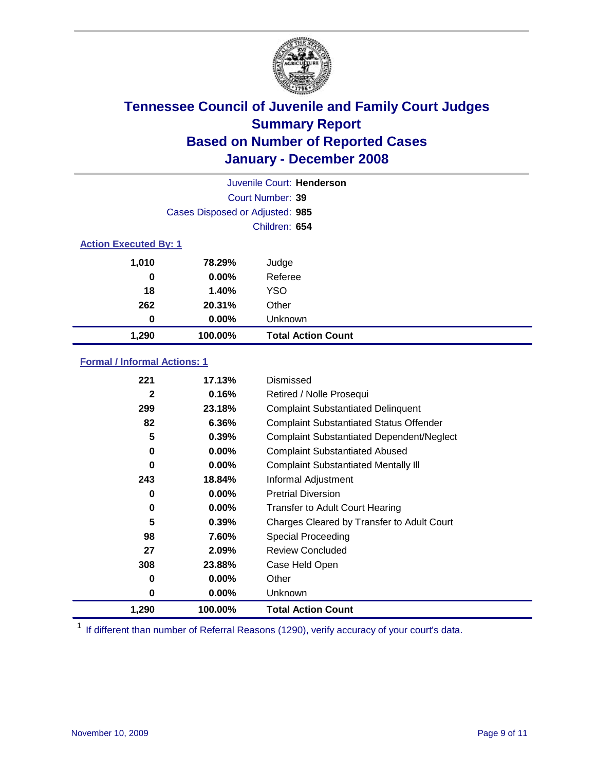# Tennessee Council of Juvenile and Family Court Judges
## Summary Report
## Based on Number of Reported Cases
## January - December 2008

Juvenile Court: **Henderson**
Court Number: **39**
Cases Disposed or Adjusted: **985**
Children: **654**

### Action Executed By: 1

| | | |
|---|---|---|
| 1,010 | 78.29% | Judge |
| 0 | 0.00% | Referee |
| 18 | 1.40% | YSO |
| 262 | 20.31% | Other |
| 0 | 0.00% | Unknown |
| **1,290** | **100.00%** | **Total Action Count** |

### Formal / Informal Actions: 1

| | | |
|---|---|---|
| 221 | 17.13% | Dismissed |
| 2 | 0.16% | Retired / Nolle Prosequi |
| 299 | 23.18% | Complaint Substantiated Delinquent |
| 82 | 6.36% | Complaint Substantiated Status Offender |
| 5 | 0.39% | Complaint Substantiated Dependent/Neglect |
| 0 | 0.00% | Complaint Substantiated Abused |
| 0 | 0.00% | Complaint Substantiated Mentally Ill |
| 243 | 18.84% | Informal Adjustment |
| 0 | 0.00% | Pretrial Diversion |
| 0 | 0.00% | Transfer to Adult Court Hearing |
| 5 | 0.39% | Charges Cleared by Transfer to Adult Court |
| 98 | 7.60% | Special Proceeding |
| 27 | 2.09% | Review Concluded |
| 308 | 23.88% | Case Held Open |
| 0 | 0.00% | Other |
| 0 | 0.00% | Unknown |
| **1,290** | **100.00%** | **Total Action Count** |

[1] If different than number of Referral Reasons (1290), verify accuracy of your court's data.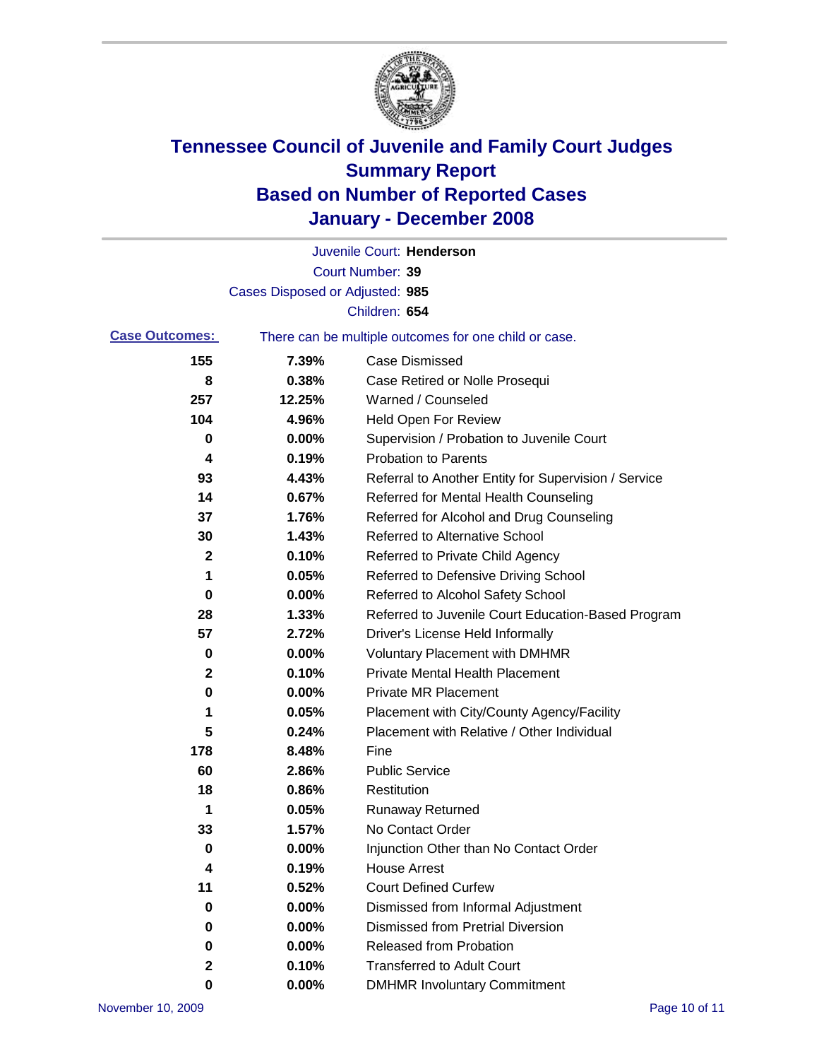# Tennessee Council of Juvenile and Family Court Judges
# Summary Report
# Based on Number of Reported Cases
# January - December 2008

Juvenile Court: **Henderson**

Court Number: **39**

Cases Disposed or Adjusted: **985**

Children: **654**

**Case Outcomes:** There can be multiple outcomes for one child or case.

| Count | Percent | Outcome |
|---|---|---|
| 155 | 7.39% | Case Dismissed |
| 8 | 0.38% | Case Retired or Nolle Prosequi |
| 257 | 12.25% | Warned / Counseled |
| 104 | 4.96% | Held Open For Review |
| 0 | 0.00% | Supervision / Probation to Juvenile Court |
| 4 | 0.19% | Probation to Parents |
| 93 | 4.43% | Referral to Another Entity for Supervision / Service |
| 14 | 0.67% | Referred for Mental Health Counseling |
| 37 | 1.76% | Referred for Alcohol and Drug Counseling |
| 30 | 1.43% | Referred to Alternative School |
| 2 | 0.10% | Referred to Private Child Agency |
| 1 | 0.05% | Referred to Defensive Driving School |
| 0 | 0.00% | Referred to Alcohol Safety School |
| 28 | 1.33% | Referred to Juvenile Court Education-Based Program |
| 57 | 2.72% | Driver's License Held Informally |
| 0 | 0.00% | Voluntary Placement with DMHMR |
| 2 | 0.10% | Private Mental Health Placement |
| 0 | 0.00% | Private MR Placement |
| 1 | 0.05% | Placement with City/County Agency/Facility |
| 5 | 0.24% | Placement with Relative / Other Individual |
| 178 | 8.48% | Fine |
| 60 | 2.86% | Public Service |
| 18 | 0.86% | Restitution |
| 1 | 0.05% | Runaway Returned |
| 33 | 1.57% | No Contact Order |
| 0 | 0.00% | Injunction Other than No Contact Order |
| 4 | 0.19% | House Arrest |
| 11 | 0.52% | Court Defined Curfew |
| 0 | 0.00% | Dismissed from Informal Adjustment |
| 0 | 0.00% | Dismissed from Pretrial Diversion |
| 0 | 0.00% | Released from Probation |
| 2 | 0.10% | Transferred to Adult Court |
| 0 | 0.00% | DMHMR Involuntary Commitment |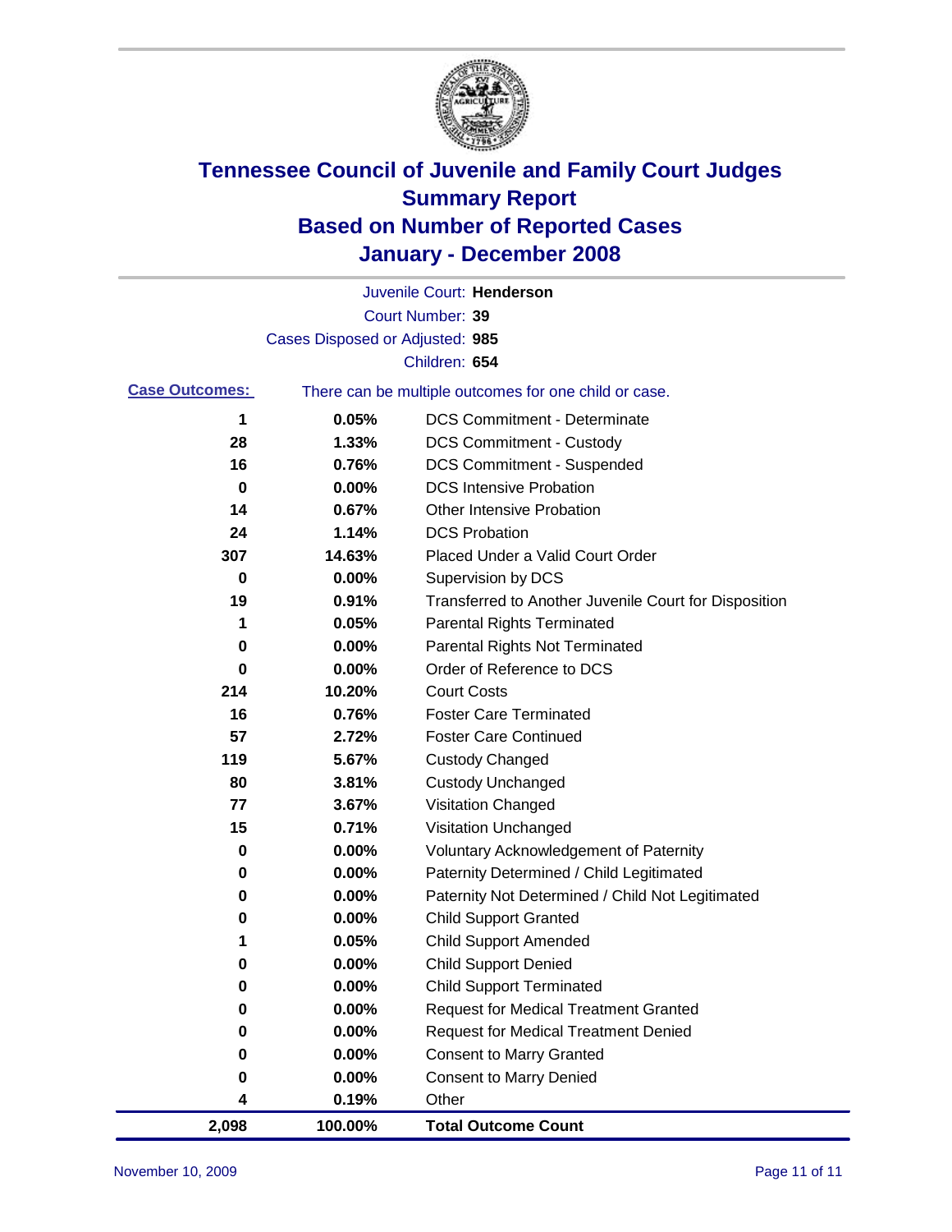# Tennessee Council of Juvenile and Family Court Judges
# Summary Report
# Based on Number of Reported Cases
# January - December 2008

Juvenile Court: **Henderson**

Court Number: **39**

Cases Disposed or Adjusted: **985**

Children: **654**

**Case Outcomes:** There can be multiple outcomes for one child or case.

| | | |
|---|---|---|
| 1 | 0.05% | DCS Commitment - Determinate |
| 28 | 1.33% | DCS Commitment - Custody |
| 16 | 0.76% | DCS Commitment - Suspended |
| 0 | 0.00% | DCS Intensive Probation |
| 14 | 0.67% | Other Intensive Probation |
| 24 | 1.14% | DCS Probation |
| 307 | 14.63% | Placed Under a Valid Court Order |
| 0 | 0.00% | Supervision by DCS |
| 19 | 0.91% | Transferred to Another Juvenile Court for Disposition |
| 1 | 0.05% | Parental Rights Terminated |
| 0 | 0.00% | Parental Rights Not Terminated |
| 0 | 0.00% | Order of Reference to DCS |
| 214 | 10.20% | Court Costs |
| 16 | 0.76% | Foster Care Terminated |
| 57 | 2.72% | Foster Care Continued |
| 119 | 5.67% | Custody Changed |
| 80 | 3.81% | Custody Unchanged |
| 77 | 3.67% | Visitation Changed |
| 15 | 0.71% | Visitation Unchanged |
| 0 | 0.00% | Voluntary Acknowledgement of Paternity |
| 0 | 0.00% | Paternity Determined / Child Legitimated |
| 0 | 0.00% | Paternity Not Determined / Child Not Legitimated |
| 0 | 0.00% | Child Support Granted |
| 1 | 0.05% | Child Support Amended |
| 0 | 0.00% | Child Support Denied |
| 0 | 0.00% | Child Support Terminated |
| 0 | 0.00% | Request for Medical Treatment Granted |
| 0 | 0.00% | Request for Medical Treatment Denied |
| 0 | 0.00% | Consent to Marry Granted |
| 0 | 0.00% | Consent to Marry Denied |
| 4 | 0.19% | Other |
| **2,098** | **100.00%** | **Total Outcome Count** |